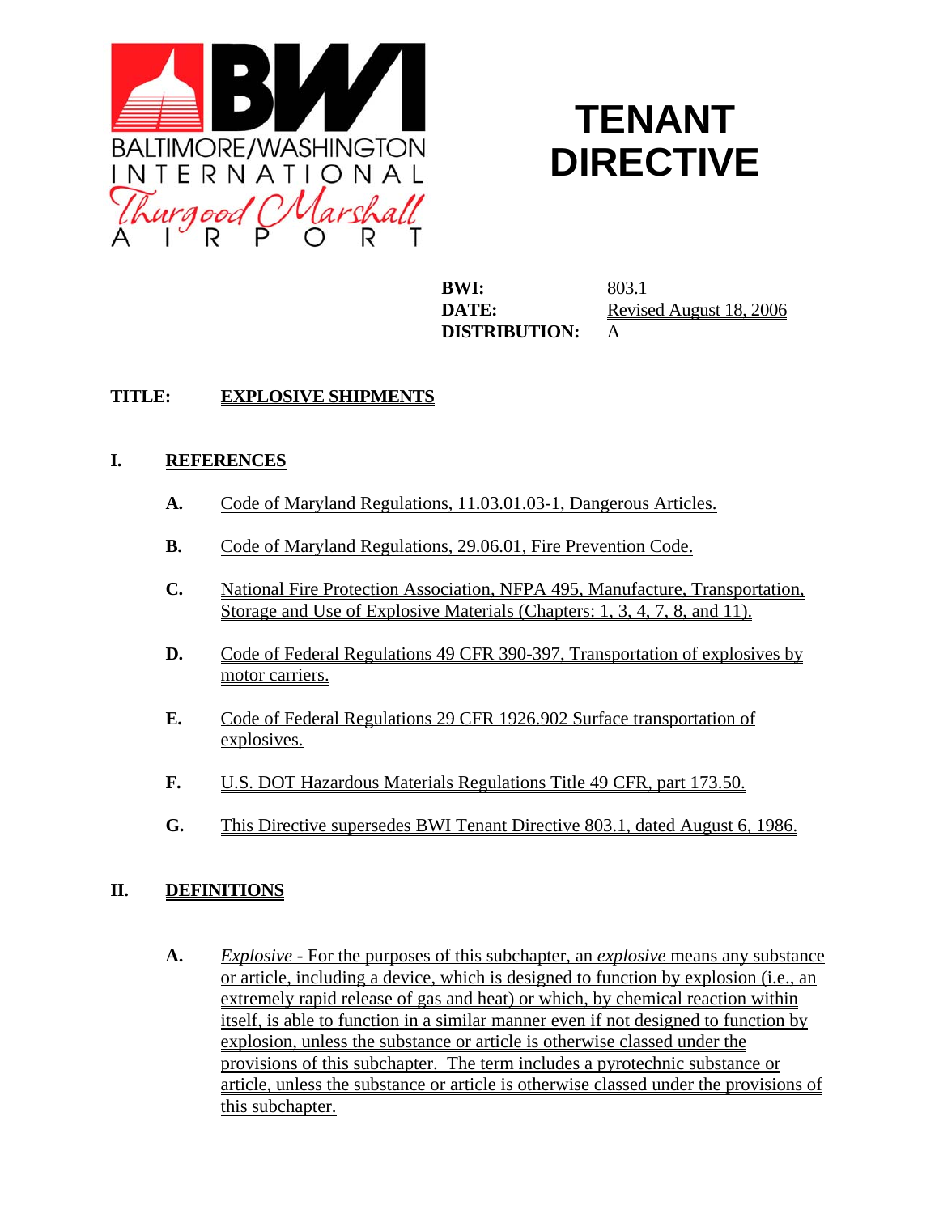BALTIMORE/WASHINGTON INTERNATIONAL Thurgood Marshall AIRPORT

# TENANT DIRECTIVE

**BWI:** 803.1
**DATE:** Revised August 18, 2006
**DISTRIBUTION:** A

**TITLE:** **EXPLOSIVE SHIPMENTS**

## I. REFERENCES

**A.** Code of Maryland Regulations, 11.03.01.03-1, Dangerous Articles.

**B.** Code of Maryland Regulations, 29.06.01, Fire Prevention Code.

**C.** National Fire Protection Association, NFPA 495, Manufacture, Transportation, Storage and Use of Explosive Materials (Chapters: 1, 3, 4, 7, 8, and 11).

**D.** Code of Federal Regulations 49 CFR 390-397, Transportation of explosives by motor carriers.

**E.** Code of Federal Regulations 29 CFR 1926.902 Surface transportation of explosives.

**F.** U.S. DOT Hazardous Materials Regulations Title 49 CFR, part 173.50.

**G.** This Directive supersedes BWI Tenant Directive 803.1, dated August 6, 1986.

## II. DEFINITIONS

**A.** *Explosive* - For the purposes of this subchapter, an *explosive* means any substance or article, including a device, which is designed to function by explosion (i.e., an extremely rapid release of gas and heat) or which, by chemical reaction within itself, is able to function in a similar manner even if not designed to function by explosion, unless the substance or article is otherwise classed under the provisions of this subchapter. The term includes a pyrotechnic substance or article, unless the substance or article is otherwise classed under the provisions of this subchapter.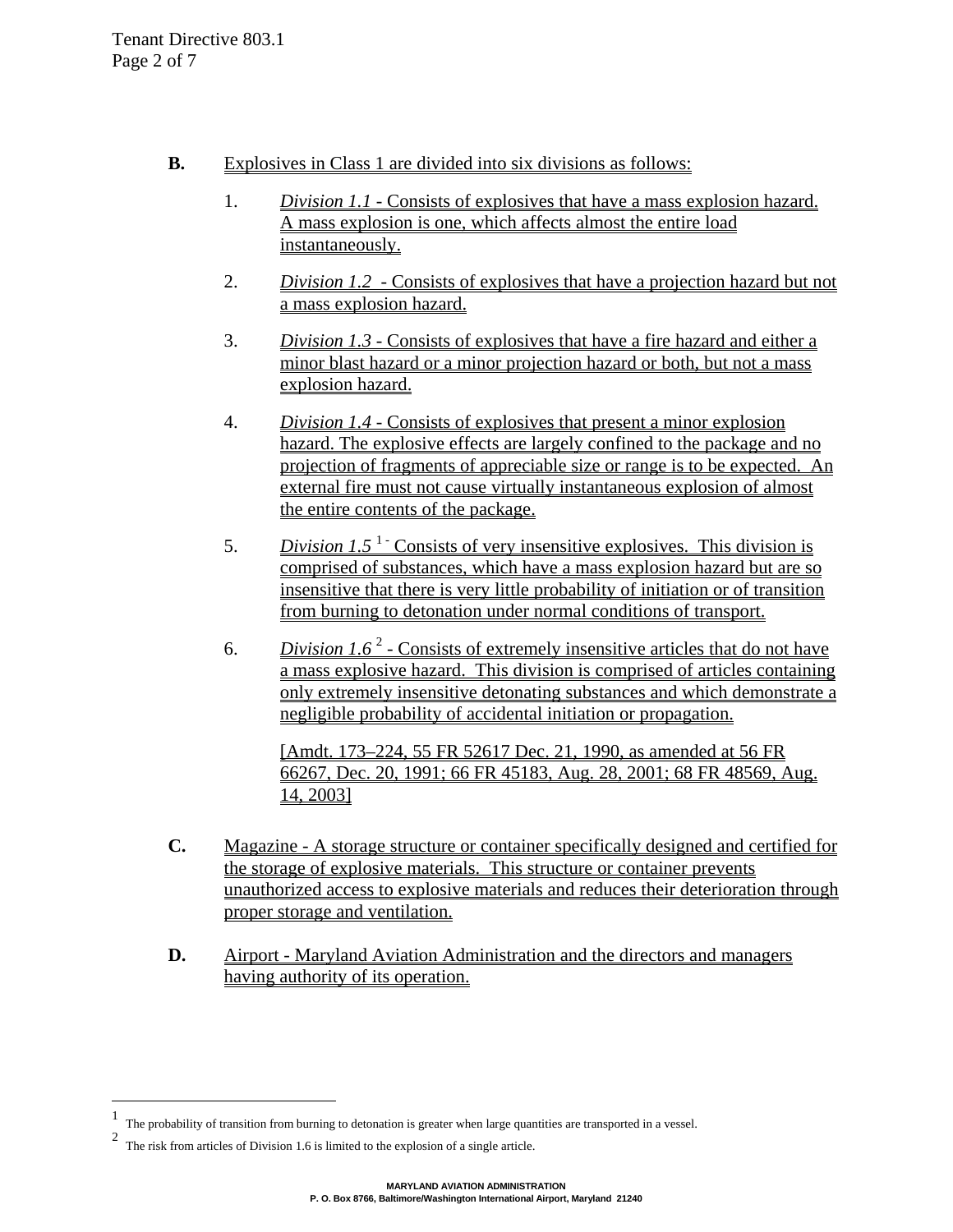**B.** Explosives in Class 1 are divided into six divisions as follows:

1. *Division 1.1* - Consists of explosives that have a mass explosion hazard. A mass explosion is one, which affects almost the entire load instantaneously.

2. *Division 1.2* - Consists of explosives that have a projection hazard but not a mass explosion hazard.

3. *Division 1.3* - Consists of explosives that have a fire hazard and either a minor blast hazard or a minor projection hazard or both, but not a mass explosion hazard.

4. *Division 1.4* - Consists of explosives that present a minor explosion hazard. The explosive effects are largely confined to the package and no projection of fragments of appreciable size or range is to be expected. An external fire must not cause virtually instantaneous explosion of almost the entire contents of the package.

5. *Division 1.5* [1] - Consists of very insensitive explosives. This division is comprised of substances, which have a mass explosion hazard but are so insensitive that there is very little probability of initiation or of transition from burning to detonation under normal conditions of transport.

6. *Division 1.6* [2] - Consists of extremely insensitive articles that do not have a mass explosive hazard. This division is comprised of articles containing only extremely insensitive detonating substances and which demonstrate a negligible probability of accidental initiation or propagation.

   [Amdt. 173–224, 55 FR 52617 Dec. 21, 1990, as amended at 56 FR 66267, Dec. 20, 1991; 66 FR 45183, Aug. 28, 2001; 68 FR 48569, Aug. 14, 2003]

**C.** Magazine - A storage structure or container specifically designed and certified for the storage of explosive materials. This structure or container prevents unauthorized access to explosive materials and reduces their deterioration through proper storage and ventilation.

**D.** Airport - Maryland Aviation Administration and the directors and managers having authority of its operation.

---

[1] The probability of transition from burning to detonation is greater when large quantities are transported in a vessel.

[2] The risk from articles of Division 1.6 is limited to the explosion of a single article.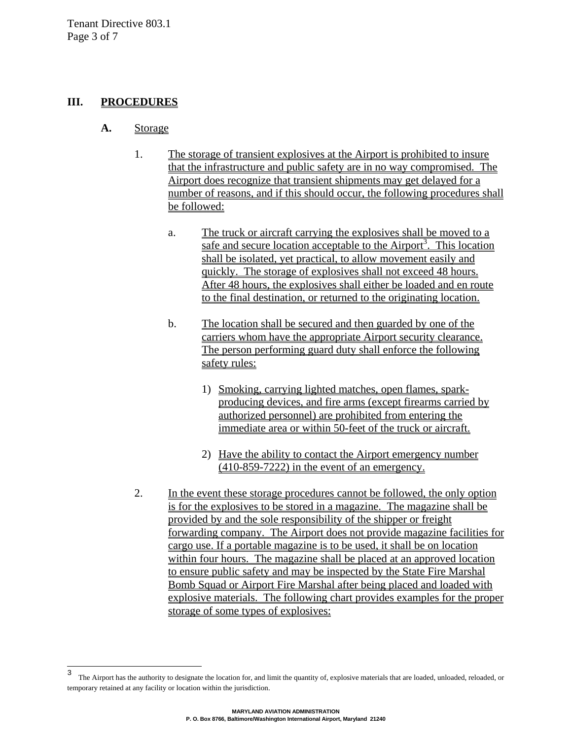## III. PROCEDURES

### A. Storage

1. The storage of transient explosives at the Airport is prohibited to insure that the infrastructure and public safety are in no way compromised. The Airport does recognize that transient shipments may get delayed for a number of reasons, and if this should occur, the following procedures shall be followed:

   a. The truck or aircraft carrying the explosives shall be moved to a safe and secure location acceptable to the Airport[3]. This location shall be isolated, yet practical, to allow movement easily and quickly. The storage of explosives shall not exceed 48 hours. After 48 hours, the explosives shall either be loaded and en route to the final destination, or returned to the originating location.

   b. The location shall be secured and then guarded by one of the carriers whom have the appropriate Airport security clearance. The person performing guard duty shall enforce the following safety rules:

      1) Smoking, carrying lighted matches, open flames, spark-producing devices, and fire arms (except firearms carried by authorized personnel) are prohibited from entering the immediate area or within 50-feet of the truck or aircraft.

      2) Have the ability to contact the Airport emergency number (410-859-7222) in the event of an emergency.

2. In the event these storage procedures cannot be followed, the only option is for the explosives to be stored in a magazine. The magazine shall be provided by and the sole responsibility of the shipper or freight forwarding company. The Airport does not provide magazine facilities for cargo use. If a portable magazine is to be used, it shall be on location within four hours. The magazine shall be placed at an approved location to ensure public safety and may be inspected by the State Fire Marshal Bomb Squad or Airport Fire Marshal after being placed and loaded with explosive materials. The following chart provides examples for the proper storage of some types of explosives:

---

[3] The Airport has the authority to designate the location for, and limit the quantity of, explosive materials that are loaded, unloaded, reloaded, or temporary retained at any facility or location within the jurisdiction.

MARYLAND AVIATION ADMINISTRATION
P. O. Box 8766, Baltimore/Washington International Airport, Maryland 21240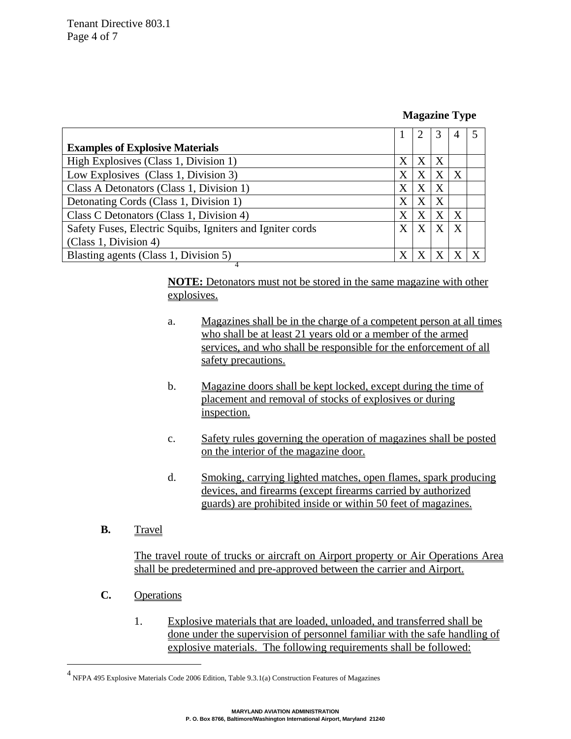**Magazine Type**

| Examples of Explosive Materials | 1 | 2 | 3 | 4 | 5 |
|---|---|---|---|---|---|
| High Explosives (Class 1, Division 1) | X | X | X | | |
| Low Explosives (Class 1, Division 3) | X | X | X | X | |
| Class A Detonators (Class 1, Division 1) | X | X | X | | |
| Detonating Cords (Class 1, Division 1) | X | X | X | | |
| Class C Detonators (Class 1, Division 4) | X | X | X | X | |
| Safety Fuses, Electric Squibs, Igniters and Igniter cords (Class 1, Division 4) | X | X | X | X | |
| Blasting agents (Class 1, Division 5) | X | X | X | X | X |

[4]

**NOTE:** Detonators must not be stored in the same magazine with other explosives.

a. Magazines shall be in the charge of a competent person at all times who shall be at least 21 years old or a member of the armed services, and who shall be responsible for the enforcement of all safety precautions.

b. Magazine doors shall be kept locked, except during the time of placement and removal of stocks of explosives or during inspection.

c. Safety rules governing the operation of magazines shall be posted on the interior of the magazine door.

d. Smoking, carrying lighted matches, open flames, spark producing devices, and firearms (except firearms carried by authorized guards) are prohibited inside or within 50 feet of magazines.

**B.** Travel

The travel route of trucks or aircraft on Airport property or Air Operations Area shall be predetermined and pre-approved between the carrier and Airport.

**C.** Operations

1. Explosive materials that are loaded, unloaded, and transferred shall be done under the supervision of personnel familiar with the safe handling of explosive materials. The following requirements shall be followed:

---

[4] NFPA 495 Explosive Materials Code 2006 Edition, Table 9.3.1(a) Construction Features of Magazines

MARYLAND AVIATION ADMINISTRATION
P. O. Box 8766, Baltimore/Washington International Airport, Maryland 21240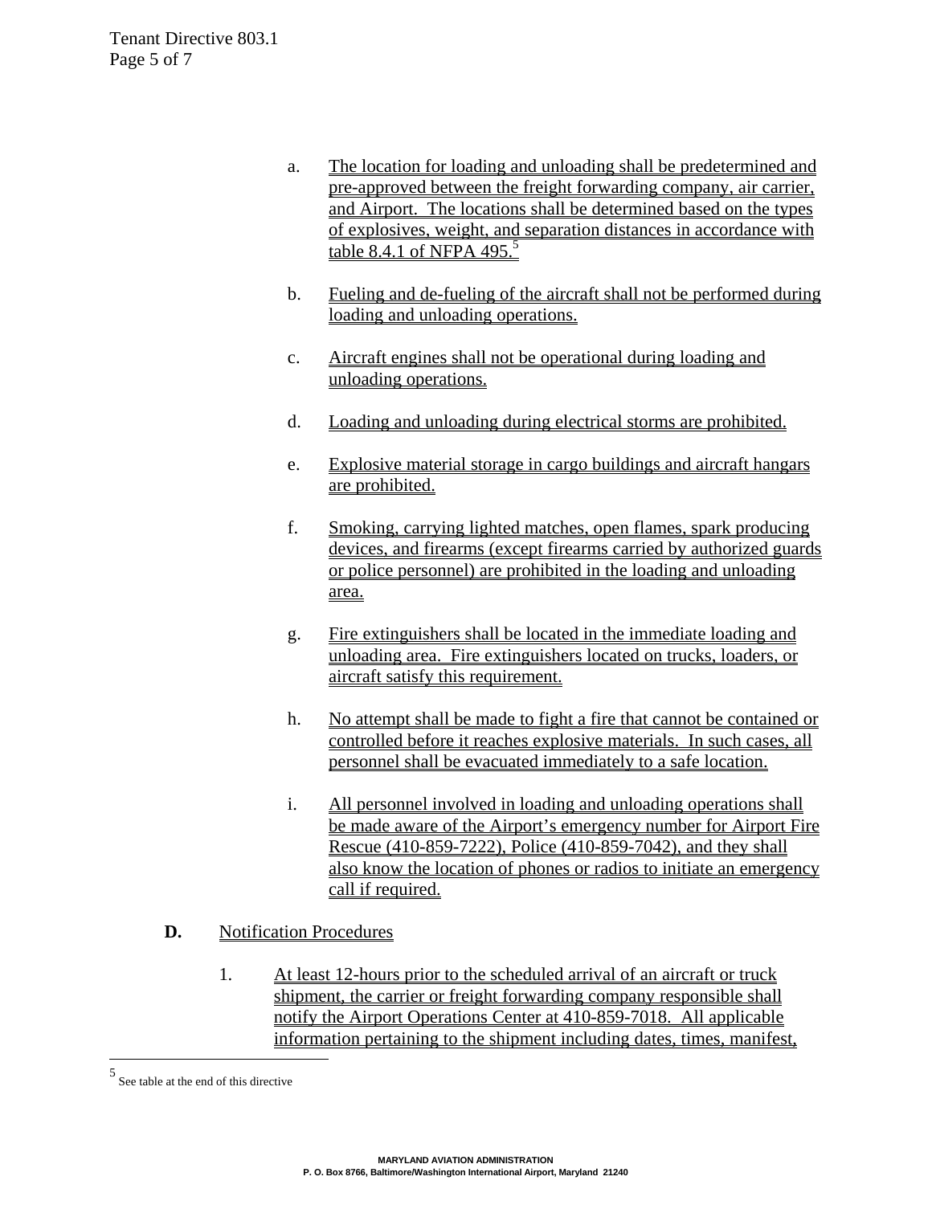a. The location for loading and unloading shall be predetermined and pre-approved between the freight forwarding company, air carrier, and Airport. The locations shall be determined based on the types of explosives, weight, and separation distances in accordance with table 8.4.1 of NFPA 495.[5]

b. Fueling and de-fueling of the aircraft shall not be performed during loading and unloading operations.

c. Aircraft engines shall not be operational during loading and unloading operations.

d. Loading and unloading during electrical storms are prohibited.

e. Explosive material storage in cargo buildings and aircraft hangars are prohibited.

f. Smoking, carrying lighted matches, open flames, spark producing devices, and firearms (except firearms carried by authorized guards or police personnel) are prohibited in the loading and unloading area.

g. Fire extinguishers shall be located in the immediate loading and unloading area. Fire extinguishers located on trucks, loaders, or aircraft satisfy this requirement.

h. No attempt shall be made to fight a fire that cannot be contained or controlled before it reaches explosive materials. In such cases, all personnel shall be evacuated immediately to a safe location.

i. All personnel involved in loading and unloading operations shall be made aware of the Airport's emergency number for Airport Fire Rescue (410-859-7222), Police (410-859-7042), and they shall also know the location of phones or radios to initiate an emergency call if required.

**D.** Notification Procedures

1. At least 12-hours prior to the scheduled arrival of an aircraft or truck shipment, the carrier or freight forwarding company responsible shall notify the Airport Operations Center at 410-859-7018. All applicable information pertaining to the shipment including dates, times, manifest,

---

[5] See table at the end of this directive

MARYLAND AVIATION ADMINISTRATION
P. O. Box 8766, Baltimore/Washington International Airport, Maryland 21240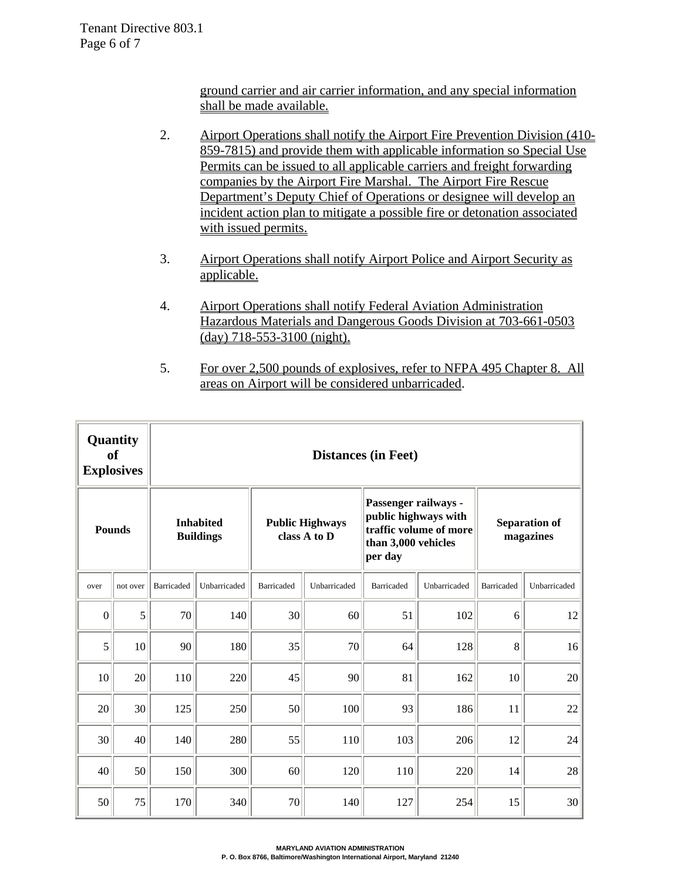ground carrier and air carrier information, and any special information shall be made available.

2. Airport Operations shall notify the Airport Fire Prevention Division (410-859-7815) and provide them with applicable information so Special Use Permits can be issued to all applicable carriers and freight forwarding companies by the Airport Fire Marshal. The Airport Fire Rescue Department's Deputy Chief of Operations or designee will develop an incident action plan to mitigate a possible fire or detonation associated with issued permits.

3. Airport Operations shall notify Airport Police and Airport Security as applicable.

4. Airport Operations shall notify Federal Aviation Administration Hazardous Materials and Dangerous Goods Division at 703-661-0503 (day) 718-553-3100 (night).

5. For over 2,500 pounds of explosives, refer to NFPA 495 Chapter 8. All areas on Airport will be considered unbarricaded.

| **Quantity of Explosives** | | **Distances (in Feet)** | | | | | | | |
|---|---|---|---|---|---|---|---|---|---|
| **Pounds** | | **Inhabited Buildings** | | **Public Highways class A to D** | | **Passenger railways - public highways with traffic volume of more than 3,000 vehicles per day** | | **Separation of magazines** | |
| over | not over | Barricaded | Unbarricaded | Barricaded | Unbarricaded | Barricaded | Unbarricaded | Barricaded | Unbarricaded |
| 0 | 5 | 70 | 140 | 30 | 60 | 51 | 102 | 6 | 12 |
| 5 | 10 | 90 | 180 | 35 | 70 | 64 | 128 | 8 | 16 |
| 10 | 20 | 110 | 220 | 45 | 90 | 81 | 162 | 10 | 20 |
| 20 | 30 | 125 | 250 | 50 | 100 | 93 | 186 | 11 | 22 |
| 30 | 40 | 140 | 280 | 55 | 110 | 103 | 206 | 12 | 24 |
| 40 | 50 | 150 | 300 | 60 | 120 | 110 | 220 | 14 | 28 |
| 50 | 75 | 170 | 340 | 70 | 140 | 127 | 254 | 15 | 30 |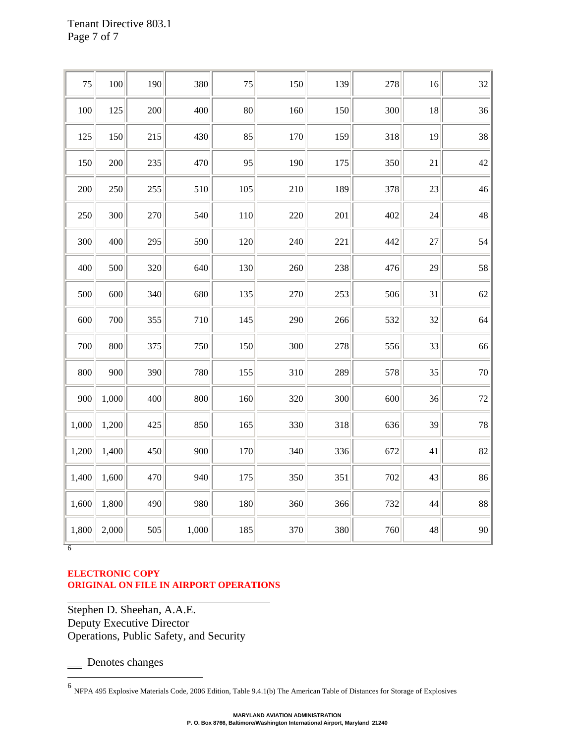| | | | | | | | | | |
|---|---|---|---|---|---|---|---|---|---|
| 75 | 100 | 190 | 380 | 75 | 150 | 139 | 278 | 16 | 32 |
| 100 | 125 | 200 | 400 | 80 | 160 | 150 | 300 | 18 | 36 |
| 125 | 150 | 215 | 430 | 85 | 170 | 159 | 318 | 19 | 38 |
| 150 | 200 | 235 | 470 | 95 | 190 | 175 | 350 | 21 | 42 |
| 200 | 250 | 255 | 510 | 105 | 210 | 189 | 378 | 23 | 46 |
| 250 | 300 | 270 | 540 | 110 | 220 | 201 | 402 | 24 | 48 |
| 300 | 400 | 295 | 590 | 120 | 240 | 221 | 442 | 27 | 54 |
| 400 | 500 | 320 | 640 | 130 | 260 | 238 | 476 | 29 | 58 |
| 500 | 600 | 340 | 680 | 135 | 270 | 253 | 506 | 31 | 62 |
| 600 | 700 | 355 | 710 | 145 | 290 | 266 | 532 | 32 | 64 |
| 700 | 800 | 375 | 750 | 150 | 300 | 278 | 556 | 33 | 66 |
| 800 | 900 | 390 | 780 | 155 | 310 | 289 | 578 | 35 | 70 |
| 900 | 1,000 | 400 | 800 | 160 | 320 | 300 | 600 | 36 | 72 |
| 1,000 | 1,200 | 425 | 850 | 165 | 330 | 318 | 636 | 39 | 78 |
| 1,200 | 1,400 | 450 | 900 | 170 | 340 | 336 | 672 | 41 | 82 |
| 1,400 | 1,600 | 470 | 940 | 175 | 350 | 351 | 702 | 43 | 86 |
| 1,600 | 1,800 | 490 | 980 | 180 | 360 | 366 | 732 | 44 | 88 |
| 1,800 | 2,000 | 505 | 1,000 | 185 | 370 | 380 | 760 | 48 | 90 |

[6]

**ELECTRONIC COPY**
**ORIGINAL ON FILE IN AIRPORT OPERATIONS**

Stephen D. Sheehan, A.A.E.
Deputy Executive Director
Operations, Public Safety, and Security

Denotes changes

[6] NFPA 495 Explosive Materials Code, 2006 Edition, Table 9.4.1(b) The American Table of Distances for Storage of Explosives

**MARYLAND AVIATION ADMINISTRATION**
**P. O. Box 8766, Baltimore/Washington International Airport, Maryland 21240**